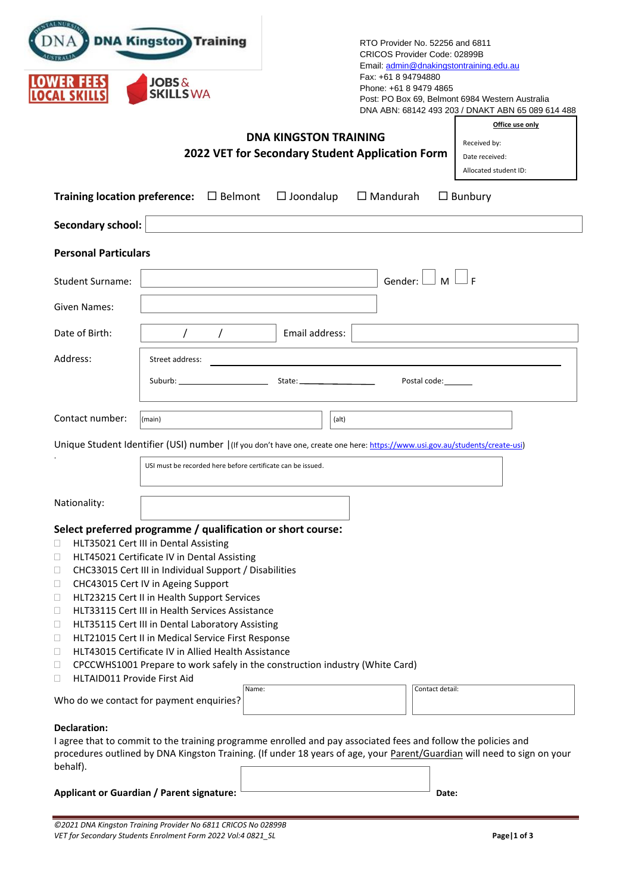DNA Kingston Training

LOWER FEES LOCAL SKILLS | JOBS & SKILLS WA

RTO Provider No. 52256 and 6811
CRICOS Provider Code: 02899B
Email: admin@dnakingstontraining.edu.au
Fax: +61 8 94794880
Phone: +61 8 9479 4865
Post: PO Box 69, Belmont 6984 Western Australia
DNA ABN: 68142 493 203 / DNAKT ABN 65 089 614 488

| **Office use only** |
|---|
| Received by: |
| Date received: |
| Allocated student ID: |

# DNA KINGSTON TRAINING
## 2022 VET for Secondary Student Application Form

**Training location preference:** ☐ Belmont ☐ Joondalup ☐ Mandurah ☐ Bunbury

**Secondary school:** ____________________

**Personal Particulars**

Student Surname: ____________________ Gender: ☐ M ☐ F

Given Names: ____________________

Date of Birth: / / Email address: ____________________

Address:
Street address: ____________________
Suburb: ____________ State: ____________ Postal code: ______

Contact number: (main) ____________ (alt) ____________

Unique Student Identifier (USI) number |(If you don't have one, create one here: https://www.usi.gov.au/students/create-usi)

USI must be recorded here before certificate can be issued.

Nationality: ____________________

**Select preferred programme / qualification or short course:**

- ☐ HLT35021 Cert III in Dental Assisting
- ☐ HLT45021 Certificate IV in Dental Assisting
- ☐ CHC33015 Cert III in Individual Support / Disabilities
- ☐ CHC43015 Cert IV in Ageing Support
- ☐ HLT23215 Cert II in Health Support Services
- ☐ HLT33115 Cert III in Health Services Assistance
- ☐ HLT35115 Cert III in Dental Laboratory Assisting
- ☐ HLT21015 Cert II in Medical Service First Response
- ☐ HLT43015 Certificate IV in Allied Health Assistance
- ☐ CPCCWHS1001 Prepare to work safely in the construction industry (White Card)
- ☐ HLTAID011 Provide First Aid

Who do we contact for payment enquiries? Name: ____________ Contact detail: ____________

**Declaration:**
I agree that to commit to the training programme enrolled and pay associated fees and follow the policies and procedures outlined by DNA Kingston Training. (If under 18 years of age, your Parent/Guardian will need to sign on your behalf).

**Applicant or Guardian / Parent signature:** ____________________ **Date:**

*©2021 DNA Kingston Training Provider No 6811 CRICOS No 02899B*
*VET for Secondary Students Enrolment Form 2022 Vol:4 0821_SL*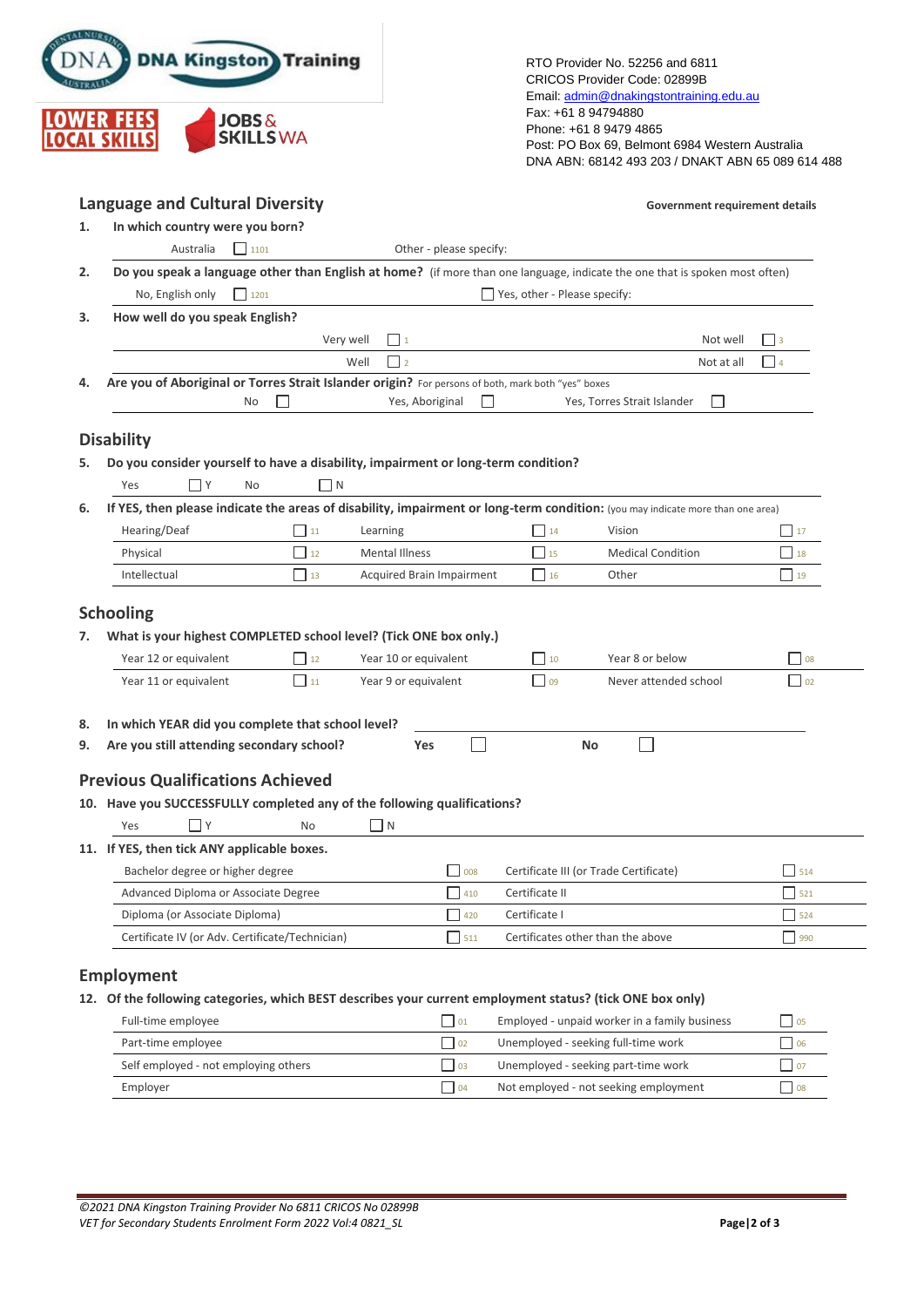RTO Provider No. 52256 and 6811
CRICOS Provider Code: 02899B
Email: admin@dnakingstontraining.edu.au
Fax: +61 8 94794880
Phone: +61 8 9479 4865
Post: PO Box 69, Belmont 6984 Western Australia
DNA ABN: 68142 493 203 / DNAKT ABN 65 089 614 488

## Language and Cultural Diversity

**Government requirement details**

**1. In which country were you born?**

Australia ☐ 1101 Other - please specify:

**2. Do you speak a language other than English at home?** (if more than one language, indicate the one that is spoken most often)

No, English only ☐ 1201 ☐ Yes, other - Please specify:

**3. How well do you speak English?**

| | | | |
|---|---|---|---|
| Very well | ☐ 1 | Not well | ☐ 3 |
| Well | ☐ 2 | Not at all | ☐ 4 |

**4. Are you of Aboriginal or Torres Strait Islander origin?** For persons of both, mark both "yes" boxes

No ☐ Yes, Aboriginal ☐ Yes, Torres Strait Islander ☐

## Disability

**5. Do you consider yourself to have a disability, impairment or long-term condition?**

Yes ☐ Y No ☐ N

**6. If YES, then please indicate the areas of disability, impairment or long-term condition:** (you may indicate more than one area)

| | | | | | |
|---|---|---|---|---|---|
| Hearing/Deaf | ☐ 11 | Learning | ☐ 14 | Vision | ☐ 17 |
| Physical | ☐ 12 | Mental Illness | ☐ 15 | Medical Condition | ☐ 18 |
| Intellectual | ☐ 13 | Acquired Brain Impairment | ☐ 16 | Other | ☐ 19 |

## Schooling

**7. What is your highest COMPLETED school level? (Tick ONE box only.)**

| | | | | | |
|---|---|---|---|---|---|
| Year 12 or equivalent | ☐ 12 | Year 10 or equivalent | ☐ 10 | Year 8 or below | ☐ 08 |
| Year 11 or equivalent | ☐ 11 | Year 9 or equivalent | ☐ 09 | Never attended school | ☐ 02 |

**8. In which YEAR did you complete that school level?**

**9. Are you still attending secondary school?** **Yes** ☐ **No** ☐

## Previous Qualifications Achieved

**10. Have you SUCCESSFULLY completed any of the following qualifications?**

Yes ☐ Y No ☐ N

**11. If YES, then tick ANY applicable boxes.**

| | | | |
|---|---|---|---|
| Bachelor degree or higher degree | ☐ 008 | Certificate III (or Trade Certificate) | ☐ 514 |
| Advanced Diploma or Associate Degree | ☐ 410 | Certificate II | ☐ 521 |
| Diploma (or Associate Diploma) | ☐ 420 | Certificate I | ☐ 524 |
| Certificate IV (or Adv. Certificate/Technician) | ☐ 511 | Certificates other than the above | ☐ 990 |

## Employment

**12. Of the following categories, which BEST describes your current employment status? (tick ONE box only)**

| | | | |
|---|---|---|---|
| Full-time employee | ☐ 01 | Employed - unpaid worker in a family business | ☐ 05 |
| Part-time employee | ☐ 02 | Unemployed - seeking full-time work | ☐ 06 |
| Self employed - not employing others | ☐ 03 | Unemployed - seeking part-time work | ☐ 07 |
| Employer | ☐ 04 | Not employed - not seeking employment | ☐ 08 |

*©2021 DNA Kingston Training Provider No 6811 CRICOS No 02899B*
*VET for Secondary Students Enrolment Form 2022 Vol:4 0821_SL*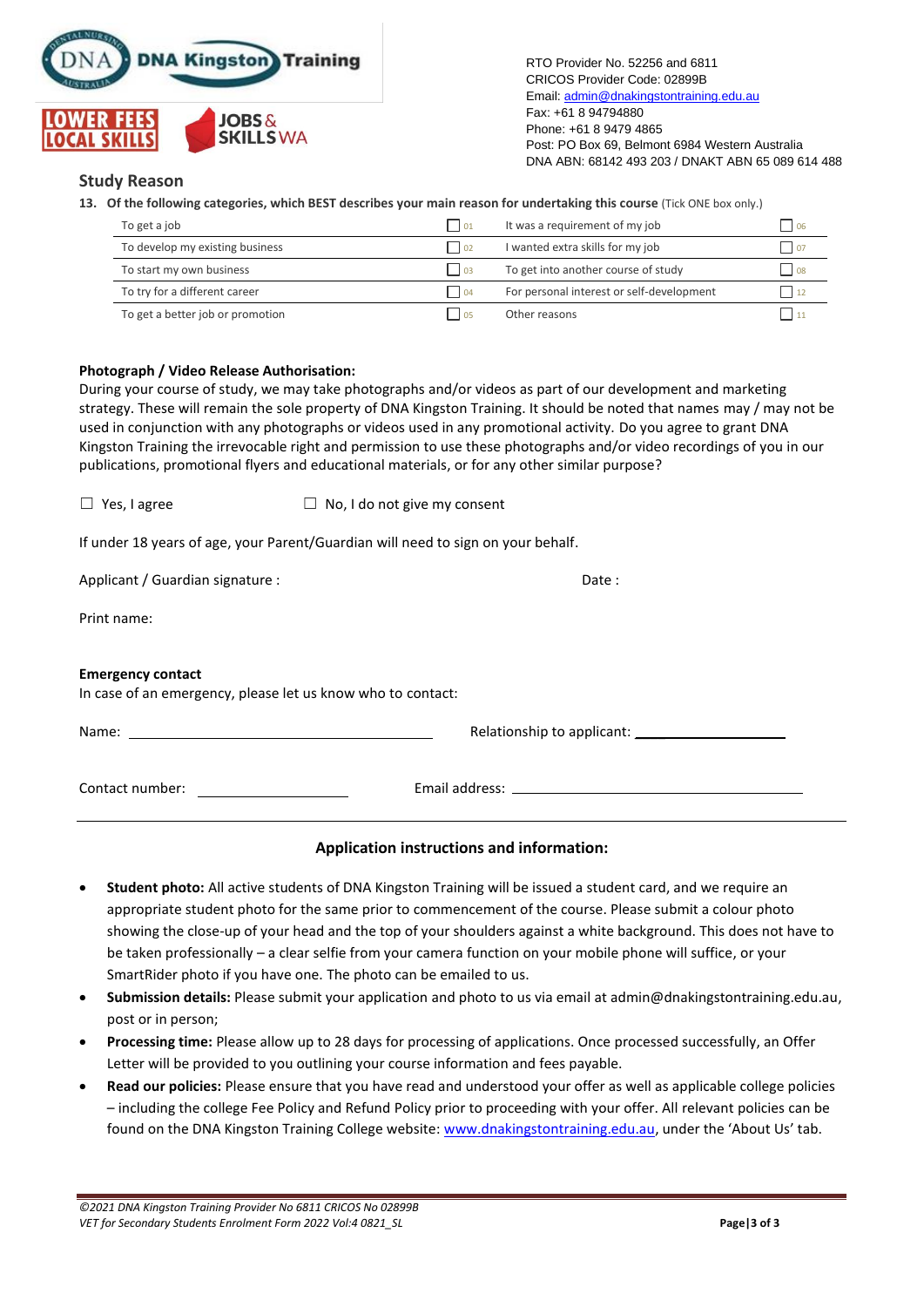RTO Provider No. 52256 and 6811
CRICOS Provider Code: 02899B
Email: admin@dnakingstontraining.edu.au
Fax: +61 8 94794880
Phone: +61 8 9479 4865
Post: PO Box 69, Belmont 6984 Western Australia
DNA ABN: 68142 493 203 / DNAKT ABN 65 089 614 488

## Study Reason

**13. Of the following categories, which BEST describes your main reason for undertaking this course** (Tick ONE box only.)

| | | | |
|---|---|---|---|
| To get a job | ☐ 01 | It was a requirement of my job | ☐ 06 |
| To develop my existing business | ☐ 02 | I wanted extra skills for my job | ☐ 07 |
| To start my own business | ☐ 03 | To get into another course of study | ☐ 08 |
| To try for a different career | ☐ 04 | For personal interest or self-development | ☐ 12 |
| To get a better job or promotion | ☐ 05 | Other reasons | ☐ 11 |

**Photograph / Video Release Authorisation:**
During your course of study, we may take photographs and/or videos as part of our development and marketing strategy. These will remain the sole property of DNA Kingston Training. It should be noted that names may / may not be used in conjunction with any photographs or videos used in any promotional activity. Do you agree to grant DNA Kingston Training the irrevocable right and permission to use these photographs and/or video recordings of you in our publications, promotional flyers and educational materials, or for any other similar purpose?

☐ Yes, I agree ☐ No, I do not give my consent

If under 18 years of age, your Parent/Guardian will need to sign on your behalf.

Applicant / Guardian signature : Date :

Print name:

**Emergency contact**
In case of an emergency, please let us know who to contact:

Name: ______________________ Relationship to applicant: ______________

Contact number: ______________ Email address: ______________________

### Application instructions and information:

- **Student photo:** All active students of DNA Kingston Training will be issued a student card, and we require an appropriate student photo for the same prior to commencement of the course. Please submit a colour photo showing the close-up of your head and the top of your shoulders against a white background. This does not have to be taken professionally – a clear selfie from your camera function on your mobile phone will suffice, or your SmartRider photo if you have one. The photo can be emailed to us.
- **Submission details:** Please submit your application and photo to us via email at admin@dnakingstontraining.edu.au, post or in person;
- **Processing time:** Please allow up to 28 days for processing of applications. Once processed successfully, an Offer Letter will be provided to you outlining your course information and fees payable.
- **Read our policies:** Please ensure that you have read and understood your offer as well as applicable college policies – including the college Fee Policy and Refund Policy prior to proceeding with your offer. All relevant policies can be found on the DNA Kingston Training College website: www.dnakingstontraining.edu.au, under the 'About Us' tab.